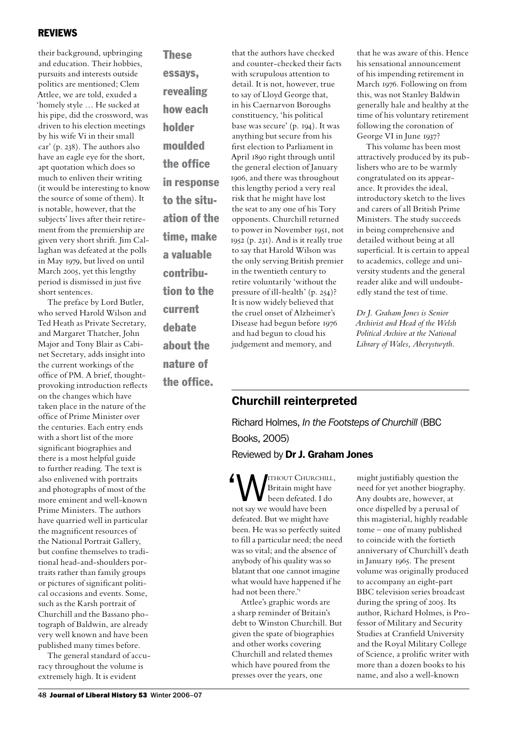their background, upbringing and education. Their hobbies, pursuits and interests outside politics are mentioned; Clem Attlee, we are told, exuded a 'homely style … He sucked at his pipe, did the crossword, was driven to his election meetings by his wife Vi in their small car' (p. 238). The authors also have an eagle eye for the short, apt quotation which does so much to enliven their writing (it would be interesting to know the source of some of them). It is notable, however, that the subjects' lives after their retirement from the premiership are given very short shrift. Jim Callaghan was defeated at the polls in May 1979, but lived on until March 2005, yet this lengthy period is dismissed in just five short sentences.

The preface by Lord Butler, who served Harold Wilson and Ted Heath as Private Secretary, and Margaret Thatcher, John Major and Tony Blair as Cabinet Secretary, adds insight into the current workings of the office of PM. A brief, thought-provoking introduction reflects on the changes which have taken place in the nature of the office of Prime Minister over the centuries. Each entry ends with a short list of the more significant biographies and there is a most helpful guide to further reading. The text is also enlivened with portraits and photographs of most of the more eminent and well-known Prime Ministers. The authors have quarried well in particular the magnificent resources of the National Portrait Gallery, but confine themselves to traditional head-and-shoulders portraits rather than family groups or pictures of significant political occasions and events. Some, such as the Karsh portrait of Churchill and the Bassano photograph of Baldwin, are already very well known and have been published many times before.

The general standard of accuracy throughout the volume is extremely high. It is evident that the authors have checked and counter-checked their facts with scrupulous attention to detail. It is not, however, true to say of Lloyd George that, in his Caernarvon Boroughs constituency, 'his political base was secure' (p. 194). It was anything but secure from his first election to Parliament in April 1890 right through until the general election of January 1906, and there was throughout this lengthy period a very real risk that he might have lost the seat to any one of his Tory opponents. Churchill returned to power in November 1951, not 1952 (p. 231). And is it really true to say that Harold Wilson was the only serving British premier in the twentieth century to retire voluntarily 'without the pressure of ill-health' (p. 254)? It is now widely believed that the cruel onset of Alzheimer's Disease had begun before 1976 and had begun to cloud his judgement and memory, and that he was aware of this. Hence his sensational announcement of his impending retirement in March 1976. Following on from this, was not Stanley Baldwin generally hale and healthy at the time of his voluntary retirement following the coronation of George VI in June 1937?

**These essays, revealing how each holder moulded the office in response to the situation of the time, make a valuable contribution to the current debate about the nature of the office.**

This volume has been most attractively produced by its publishers who are to be warmly congratulated on its appearance. It provides the ideal, introductory sketch to the lives and carers of all British Prime Ministers. The study succeeds in being comprehensive and detailed without being at all superficial. It is certain to appeal to academics, college and university students and the general reader alike and will undoubtedly stand the test of time.

*Dr J. Graham Jones is Senior Archivist and Head of the Welsh Political Archive at the National Library of Wales, Aberystwyth.*

## Churchill reinterpreted

Richard Holmes, *In the Footsteps of Churchill* (BBC Books, 2005)

Reviewed by **Dr J. Graham Jones**

'Without Churchill, Britain might have been defeated. I do not say we would have been defeated. But we might have been. He was so perfectly suited to fill a particular need; the need was so vital; and the absence of anybody of his quality was so blatant that one cannot imagine what would have happened if he had not been there.'[1]

Attlee's graphic words are a sharp reminder of Britain's debt to Winston Churchill. But given the spate of biographies and other works covering Churchill and related themes which have poured from the presses over the years, one might justifiably question the need for yet another biography. Any doubts are, however, at once dispelled by a perusal of this magisterial, highly readable tome – one of many published to coincide with the fortieth anniversary of Churchill's death in January 1965. The present volume was originally produced to accompany an eight-part BBC television series broadcast during the spring of 2005. Its author, Richard Holmes, is Professor of Military and Security Studies at Cranfield University and the Royal Military College of Science, a prolific writer with more than a dozen books to his name, and also a well-known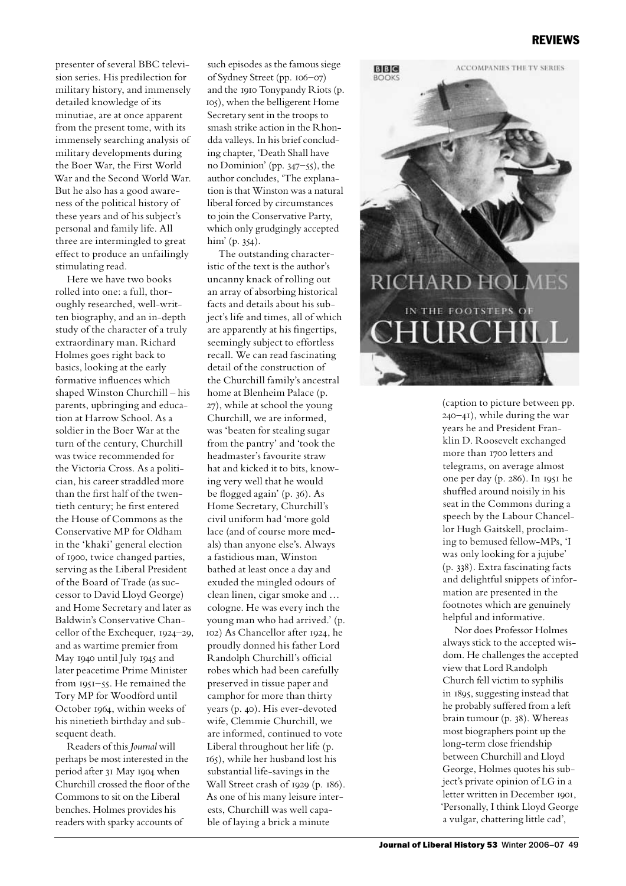presenter of several BBC television series. His predilection for military history, and immensely detailed knowledge of its minutiae, are at once apparent from the present tome, with its immensely searching analysis of military developments during the Boer War, the First World War and the Second World War. But he also has a good awareness of the political history of these years and of his subject's personal and family life. All three are intermingled to great effect to produce an unfailingly stimulating read.

Here we have two books rolled into one: a full, thoroughly researched, well-written biography, and an in-depth study of the character of a truly extraordinary man. Richard Holmes goes right back to basics, looking at the early formative influences which shaped Winston Churchill – his parents, upbringing and education at Harrow School. As a soldier in the Boer War at the turn of the century, Churchill was twice recommended for the Victoria Cross. As a politician, his career straddled more than the first half of the twentieth century; he first entered the House of Commons as the Conservative MP for Oldham in the 'khaki' general election of 1900, twice changed parties, serving as the Liberal President of the Board of Trade (as successor to David Lloyd George) and Home Secretary and later as Baldwin's Conservative Chancellor of the Exchequer, 1924–29, and as wartime premier from May 1940 until July 1945 and later peacetime Prime Minister from 1951–55. He remained the Tory MP for Woodford until October 1964, within weeks of his ninetieth birthday and subsequent death.

Readers of this *Journal* will perhaps be most interested in the period after 31 May 1904 when Churchill crossed the floor of the Commons to sit on the Liberal benches. Holmes provides his readers with sparky accounts of such episodes as the famous siege of Sydney Street (pp. 106–07) and the 1910 Tonypandy Riots (p. 105), when the belligerent Home Secretary sent in the troops to smash strike action in the Rhondda valleys. In his brief concluding chapter, 'Death Shall have no Dominion' (pp. 347–55), the author concludes, 'The explanation is that Winston was a natural liberal forced by circumstances to join the Conservative Party, which only grudgingly accepted him' (p. 354).

The outstanding characteristic of the text is the author's uncanny knack of rolling out an array of absorbing historical facts and details about his subject's life and times, all of which are apparently at his fingertips, seemingly subject to effortless recall. We can read fascinating detail of the construction of the Churchill family's ancestral home at Blenheim Palace (p. 27), while at school the young Churchill, we are informed, was 'beaten for stealing sugar from the pantry' and 'took the headmaster's favourite straw hat and kicked it to bits, knowing very well that he would be flogged again' (p. 36). As Home Secretary, Churchill's civil uniform had 'more gold lace (and of course more medals) than anyone else's. Always a fastidious man, Winston bathed at least once a day and exuded the mingled odours of clean linen, cigar smoke and … cologne. He was every inch the young man who had arrived.' (p. 102) As Chancellor after 1924, he proudly donned his father Lord Randolph Churchill's official robes which had been carefully preserved in tissue paper and camphor for more than thirty years (p. 40). His ever-devoted wife, Clemmie Churchill, we are informed, continued to vote Liberal throughout her life (p. 165), while her husband lost his substantial life-savings in the Wall Street crash of 1929 (p. 186). As one of his many leisure interests, Churchill was well capable of laying a brick a minute (caption to picture between pp. 240–41), while during the war years he and President Franklin D. Roosevelt exchanged more than 1700 letters and telegrams, on average almost one per day (p. 286). In 1951 he shuffled around noisily in his seat in the Commons during a speech by the Labour Chancellor Hugh Gaitskell, proclaiming to bemused fellow-MPs, 'I was only looking for a jujube' (p. 338). Extra fascinating facts and delightful snippets of information are presented in the footnotes which are genuinely helpful and informative.

Nor does Professor Holmes always stick to the accepted wisdom. He challenges the accepted view that Lord Randolph Church fell victim to syphilis in 1895, suggesting instead that he probably suffered from a left brain tumour (p. 38). Whereas most biographers point up the long-term close friendship between Churchill and Lloyd George, Holmes quotes his subject's private opinion of LG in a letter written in December 1901, 'Personally, I think Lloyd George a vulgar, chattering little cad',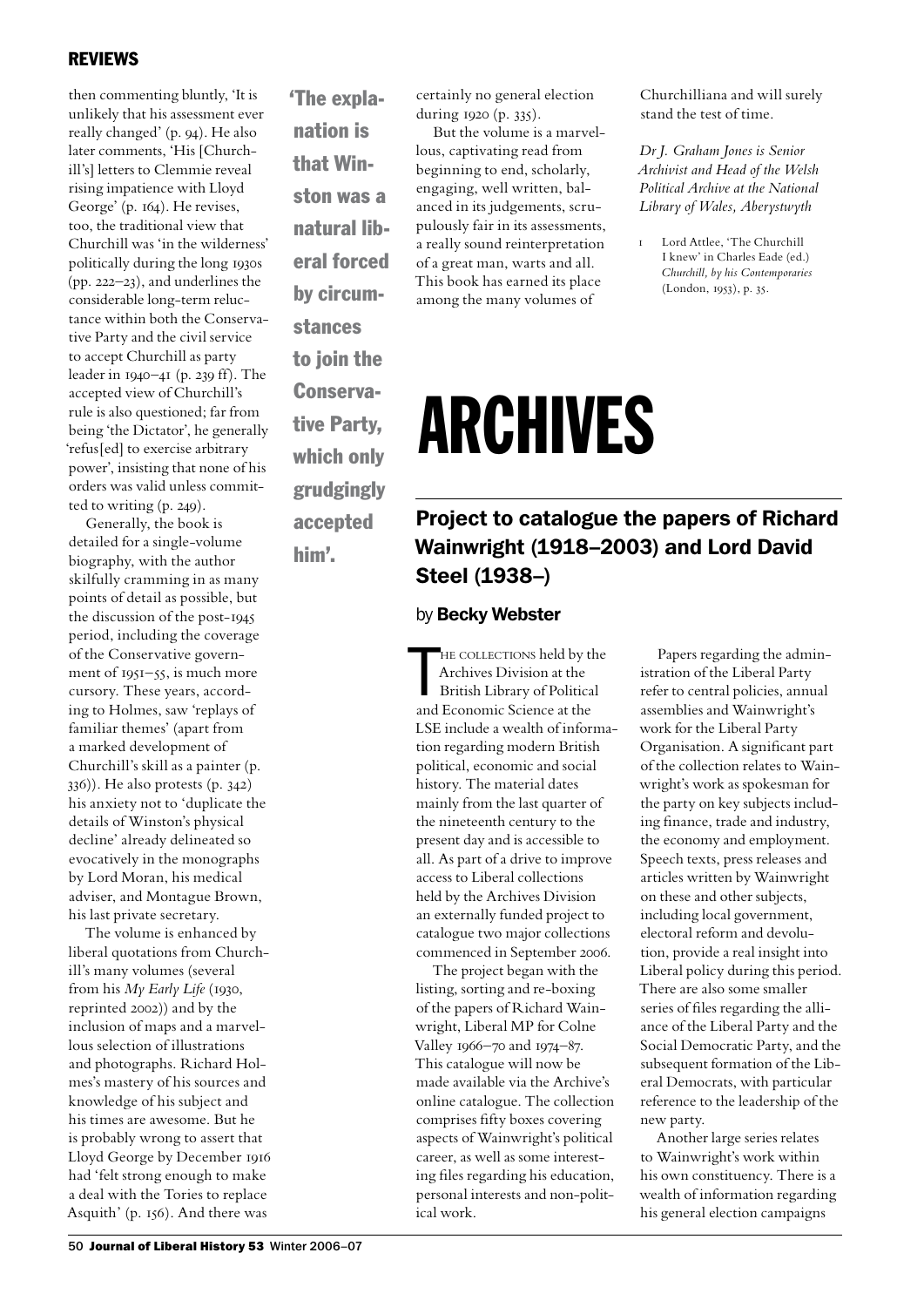then commenting bluntly, 'It is unlikely that his assessment ever really changed' (p. 94). He also later comments, 'His [Churchill's] letters to Clemmie reveal rising impatience with Lloyd George' (p. 164). He revises, too, the traditional view that Churchill was 'in the wilderness' politically during the long 1930s (pp. 222–23), and underlines the considerable long-term reluctance within both the Conservative Party and the civil service to accept Churchill as party leader in 1940–41 (p. 239 ff). The accepted view of Churchill's rule is also questioned; far from being 'the Dictator', he generally 'refus[ed] to exercise arbitrary power', insisting that none of his orders was valid unless committed to writing (p. 249).

Generally, the book is detailed for a single-volume biography, with the author skilfully cramming in as many points of detail as possible, but the discussion of the post-1945 period, including the coverage of the Conservative government of 1951–55, is much more cursory. These years, according to Holmes, saw 'replays of familiar themes' (apart from a marked development of Churchill's skill as a painter (p. 336)). He also protests (p. 342) his anxiety not to 'duplicate the details of Winston's physical decline' already delineated so evocatively in the monographs by Lord Moran, his medical adviser, and Montague Brown, his last private secretary.

The volume is enhanced by liberal quotations from Churchill's many volumes (several from his *My Early Life* (1930, reprinted 2002)) and by the inclusion of maps and a marvellous selection of illustrations and photographs. Richard Holmes's mastery of his sources and knowledge of his subject and his times are awesome. But he is probably wrong to assert that Lloyd George by December 1916 had 'felt strong enough to make a deal with the Tories to replace Asquith' (p. 156). And there was certainly no general election during 1920 (p. 335).

**'The explanation is that Winston was a natural liberal forced by circumstances to join the Conservative Party, which only grudgingly accepted him'.**

But the volume is a marvellous, captivating read from beginning to end, scholarly, engaging, well written, balanced in its judgements, scrupulously fair in its assessments, a really sound reinterpretation of a great man, warts and all. This book has earned its place among the many volumes of Churchilliana and will surely stand the test of time.

*Dr J. Graham Jones is Senior Archivist and Head of the Welsh Political Archive at the National Library of Wales, Aberystwyth*

1 Lord Attlee, 'The Churchill I knew' in Charles Eade (ed.) *Churchill, by his Contemporaries* (London, 1953), p. 35.

# ARCHIVES

## Project to catalogue the papers of Richard Wainwright (1918–2003) and Lord David Steel (1938–)

by **Becky Webster**

The collections held by the Archives Division at the British Library of Political and Economic Science at the LSE include a wealth of information regarding modern British political, economic and social history. The material dates mainly from the last quarter of the nineteenth century to the present day and is accessible to all. As part of a drive to improve access to Liberal collections held by the Archives Division an externally funded project to catalogue two major collections commenced in September 2006.

The project began with the listing, sorting and re-boxing of the papers of Richard Wainwright, Liberal MP for Colne Valley 1966–70 and 1974–87. This catalogue will now be made available via the Archive's online catalogue. The collection comprises fifty boxes covering aspects of Wainwright's political career, as well as some interesting files regarding his education, personal interests and non-political work.

Papers regarding the administration of the Liberal Party refer to central policies, annual assemblies and Wainwright's work for the Liberal Party Organisation. A significant part of the collection relates to Wainwright's work as spokesman for the party on key subjects including finance, trade and industry, the economy and employment. Speech texts, press releases and articles written by Wainwright on these and other subjects, including local government, electoral reform and devolution, provide a real insight into Liberal policy during this period. There are also some smaller series of files regarding the alliance of the Liberal Party and the Social Democratic Party, and the subsequent formation of the Liberal Democrats, with particular reference to the leadership of the new party.

Another large series relates to Wainwright's work within his own constituency. There is a wealth of information regarding his general election campaigns